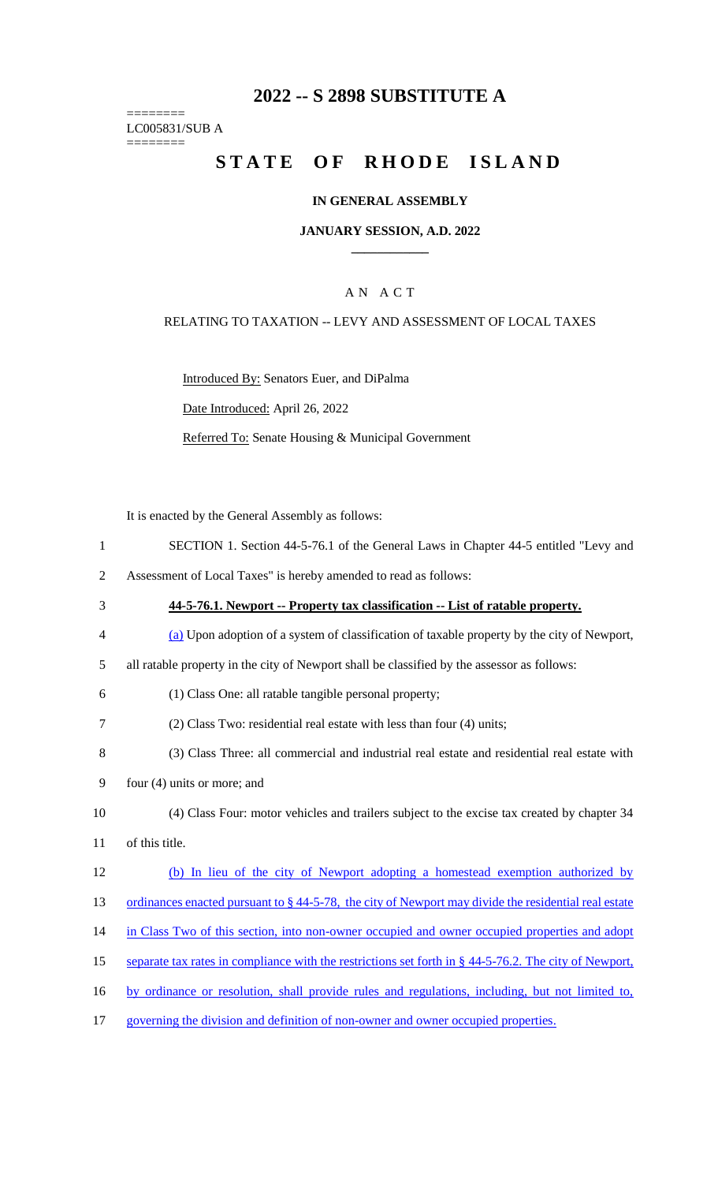# 2022 -- S 2898 SUBSTITUTE A

========
LC005831/SUB A
========

# STATE OF RHODE ISLAND

**IN GENERAL ASSEMBLY**

**JANUARY SESSION, A.D. 2022**

____________

A N A C T

RELATING TO TAXATION -- LEVY AND ASSESSMENT OF LOCAL TAXES

Introduced By: Senators Euer, and DiPalma

Date Introduced: April 26, 2022

Referred To: Senate Housing & Municipal Government

It is enacted by the General Assembly as follows:

1 SECTION 1. Section 44-5-76.1 of the General Laws in Chapter 44-5 entitled "Levy and
2 Assessment of Local Taxes" is hereby amended to read as follows:

3 **44-5-76.1. Newport -- Property tax classification -- List of ratable property.**

4 (a) Upon adoption of a system of classification of taxable property by the city of Newport,
5 all ratable property in the city of Newport shall be classified by the assessor as follows:

6 (1) Class One: all ratable tangible personal property;

7 (2) Class Two: residential real estate with less than four (4) units;

8 (3) Class Three: all commercial and industrial real estate and residential real estate with
9 four (4) units or more; and

10 (4) Class Four: motor vehicles and trailers subject to the excise tax created by chapter 34
11 of this title.

12 (b) In lieu of the city of Newport adopting a homestead exemption authorized by
13 ordinances enacted pursuant to § 44-5-78, the city of Newport may divide the residential real estate
14 in Class Two of this section, into non-owner occupied and owner occupied properties and adopt
15 separate tax rates in compliance with the restrictions set forth in § 44-5-76.2. The city of Newport,
16 by ordinance or resolution, shall provide rules and regulations, including, but not limited to,
17 governing the division and definition of non-owner and owner occupied properties.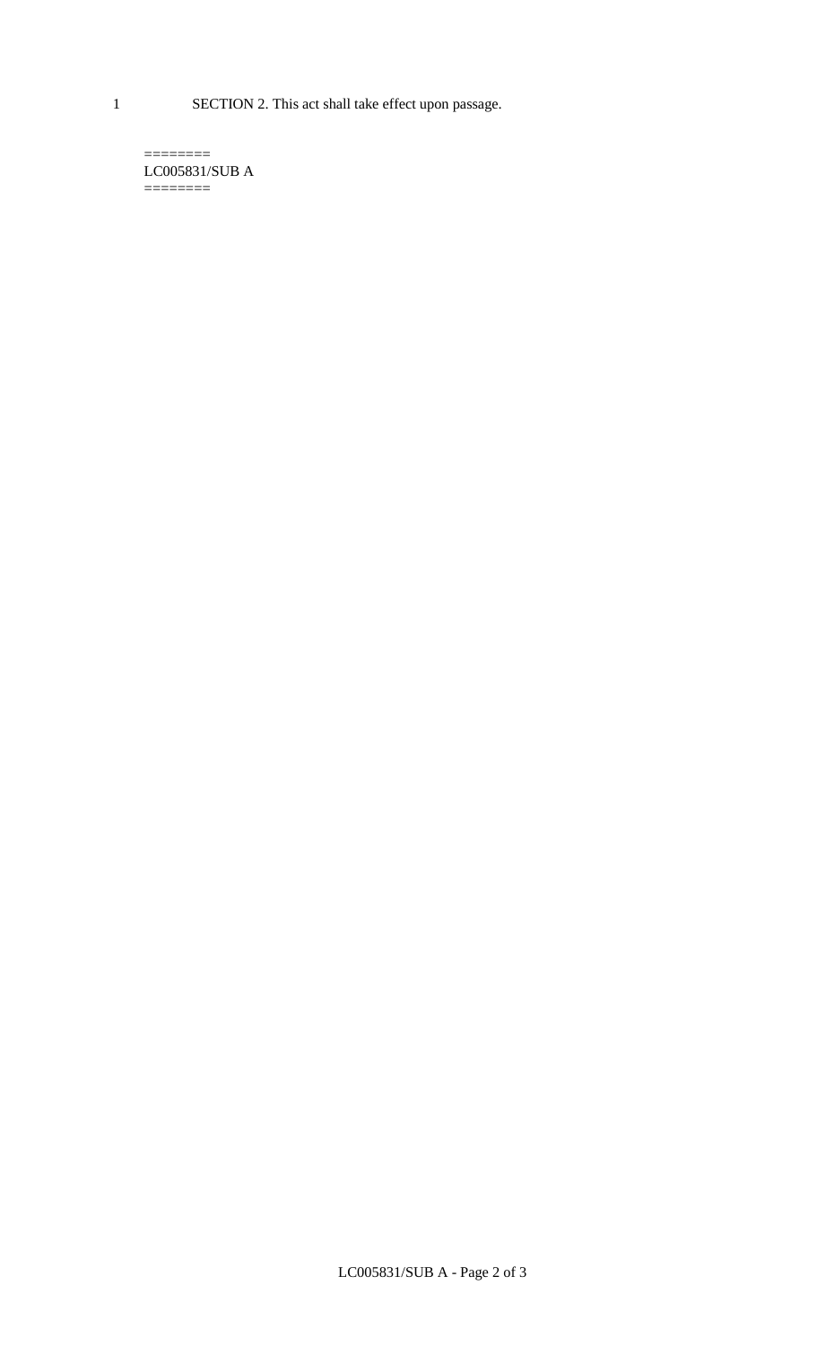SECTION 2. This act shall take effect upon passage.

========
LC005831/SUB A
========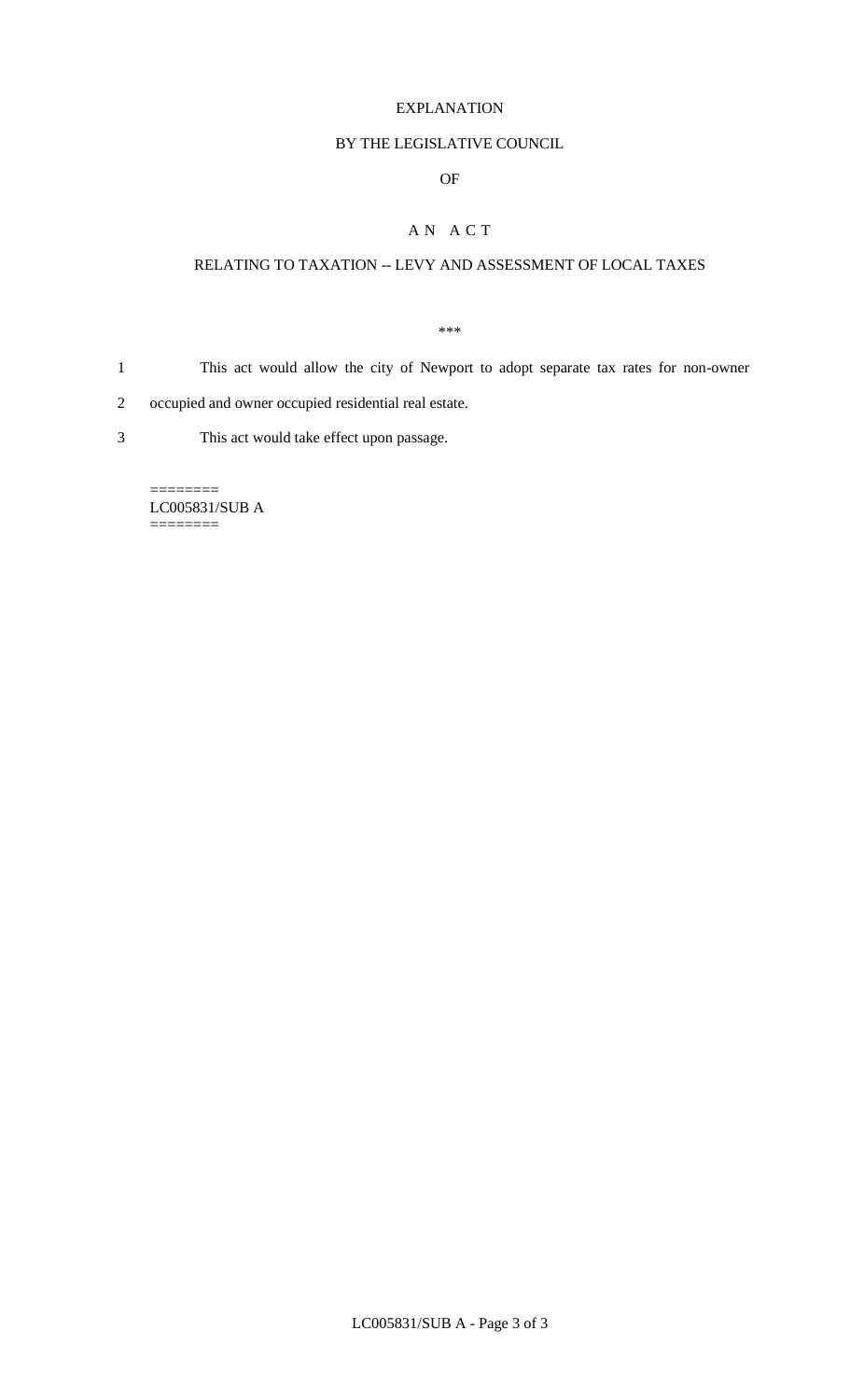EXPLANATION

BY THE LEGISLATIVE COUNCIL

OF

A N A C T

RELATING TO TAXATION -- LEVY AND ASSESSMENT OF LOCAL TAXES

\*\*\*

1 This act would allow the city of Newport to adopt separate tax rates for non-owner

2 occupied and owner occupied residential real estate.

3 This act would take effect upon passage.

========
LC005831/SUB A
========